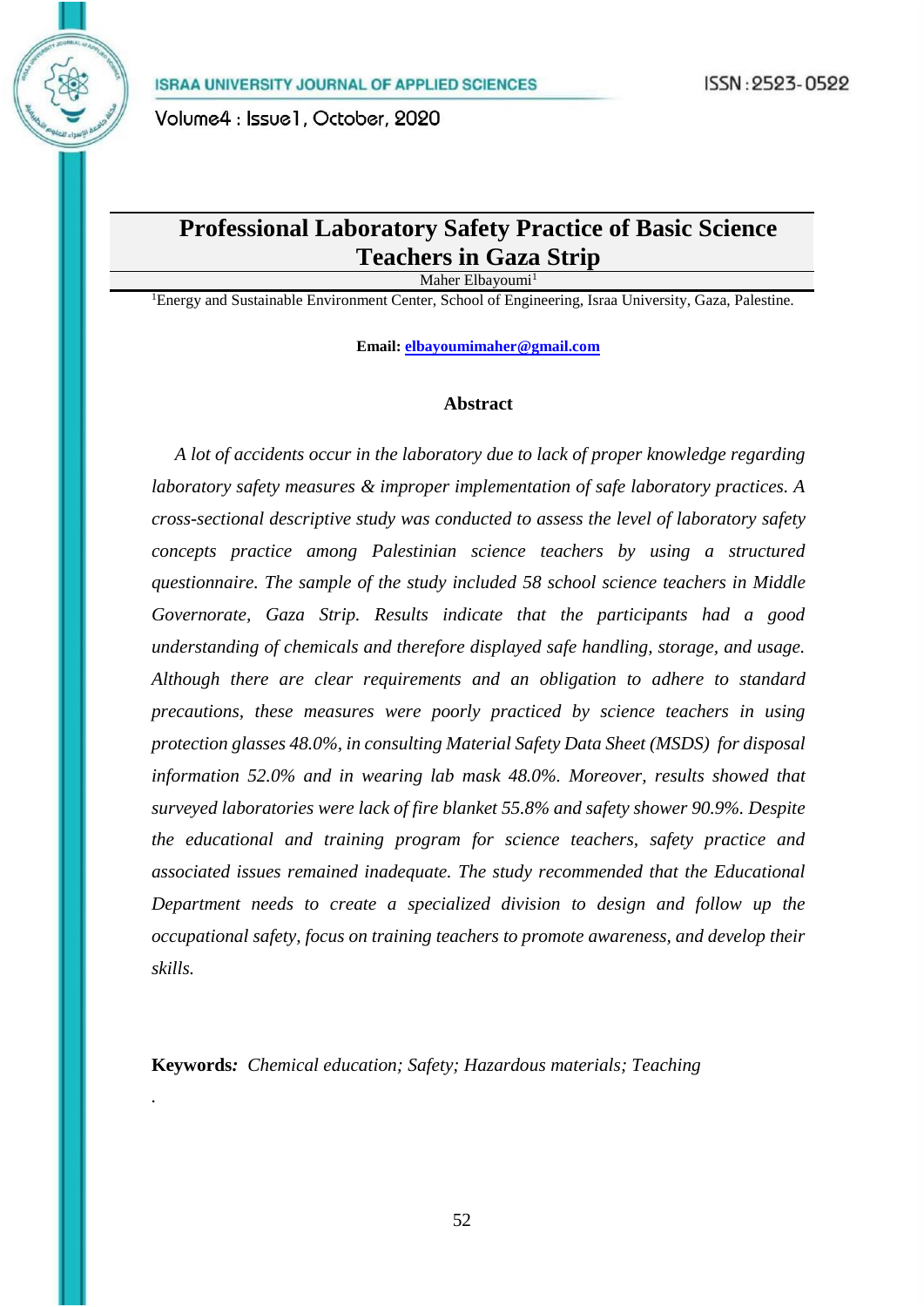# Professional Laboratory Safety Practice of Basic Science Teachers in Gaza Strip

Maher Elbayoumi[1]

[1]Energy and Sustainable Environment Center, School of Engineering, Israa University, Gaza, Palestine.

**Email:** elbayoumimaher@gmail.com

## Abstract

*A lot of accidents occur in the laboratory due to lack of proper knowledge regarding laboratory safety measures & improper implementation of safe laboratory practices. A cross-sectional descriptive study was conducted to assess the level of laboratory safety concepts practice among Palestinian science teachers by using a structured questionnaire. The sample of the study included 58 school science teachers in Middle Governorate, Gaza Strip. Results indicate that the participants had a good understanding of chemicals and therefore displayed safe handling, storage, and usage. Although there are clear requirements and an obligation to adhere to standard precautions, these measures were poorly practiced by science teachers in using protection glasses 48.0%, in consulting Material Safety Data Sheet (MSDS) for disposal information 52.0% and in wearing lab mask 48.0%. Moreover, results showed that surveyed laboratories were lack of fire blanket 55.8% and safety shower 90.9%. Despite the educational and training program for science teachers, safety practice and associated issues remained inadequate. The study recommended that the Educational Department needs to create a specialized division to design and follow up the occupational safety, focus on training teachers to promote awareness, and develop their skills.*

**Keywords:** *Chemical education; Safety; Hazardous materials; Teaching*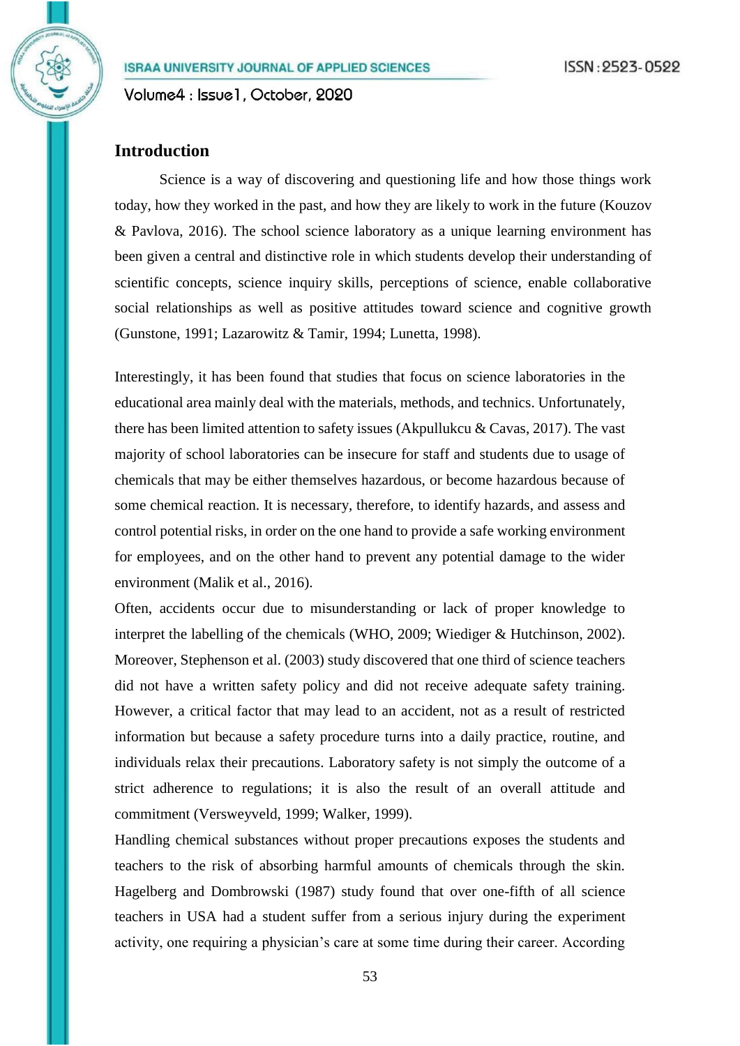## Introduction

Science is a way of discovering and questioning life and how those things work today, how they worked in the past, and how they are likely to work in the future (Kouzov & Pavlova, 2016). The school science laboratory as a unique learning environment has been given a central and distinctive role in which students develop their understanding of scientific concepts, science inquiry skills, perceptions of science, enable collaborative social relationships as well as positive attitudes toward science and cognitive growth (Gunstone, 1991; Lazarowitz & Tamir, 1994; Lunetta, 1998).

Interestingly, it has been found that studies that focus on science laboratories in the educational area mainly deal with the materials, methods, and technics. Unfortunately, there has been limited attention to safety issues (Akpullukcu & Cavas, 2017). The vast majority of school laboratories can be insecure for staff and students due to usage of chemicals that may be either themselves hazardous, or become hazardous because of some chemical reaction. It is necessary, therefore, to identify hazards, and assess and control potential risks, in order on the one hand to provide a safe working environment for employees, and on the other hand to prevent any potential damage to the wider environment (Malik et al., 2016).

Often, accidents occur due to misunderstanding or lack of proper knowledge to interpret the labelling of the chemicals (WHO, 2009; Wiediger & Hutchinson, 2002). Moreover, Stephenson et al. (2003) study discovered that one third of science teachers did not have a written safety policy and did not receive adequate safety training. However, a critical factor that may lead to an accident, not as a result of restricted information but because a safety procedure turns into a daily practice, routine, and individuals relax their precautions. Laboratory safety is not simply the outcome of a strict adherence to regulations; it is also the result of an overall attitude and commitment (Versweyveld, 1999; Walker, 1999).

Handling chemical substances without proper precautions exposes the students and teachers to the risk of absorbing harmful amounts of chemicals through the skin. Hagelberg and Dombrowski (1987) study found that over one-fifth of all science teachers in USA had a student suffer from a serious injury during the experiment activity, one requiring a physician's care at some time during their career. According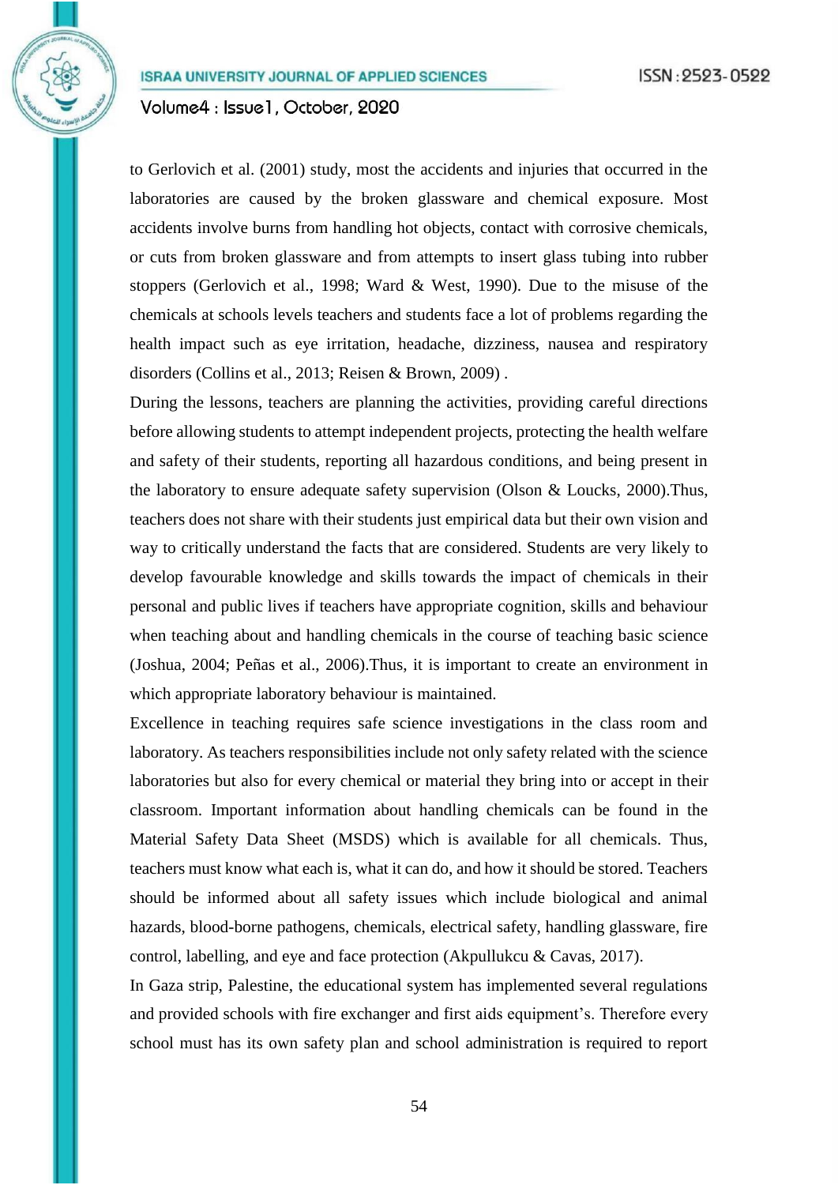to Gerlovich et al. (2001) study, most the accidents and injuries that occurred in the laboratories are caused by the broken glassware and chemical exposure. Most accidents involve burns from handling hot objects, contact with corrosive chemicals, or cuts from broken glassware and from attempts to insert glass tubing into rubber stoppers (Gerlovich et al., 1998; Ward & West, 1990). Due to the misuse of the chemicals at schools levels teachers and students face a lot of problems regarding the health impact such as eye irritation, headache, dizziness, nausea and respiratory disorders (Collins et al., 2013; Reisen & Brown, 2009) .

During the lessons, teachers are planning the activities, providing careful directions before allowing students to attempt independent projects, protecting the health welfare and safety of their students, reporting all hazardous conditions, and being present in the laboratory to ensure adequate safety supervision (Olson & Loucks, 2000).Thus, teachers does not share with their students just empirical data but their own vision and way to critically understand the facts that are considered. Students are very likely to develop favourable knowledge and skills towards the impact of chemicals in their personal and public lives if teachers have appropriate cognition, skills and behaviour when teaching about and handling chemicals in the course of teaching basic science (Joshua, 2004; Peñas et al., 2006).Thus, it is important to create an environment in which appropriate laboratory behaviour is maintained.

Excellence in teaching requires safe science investigations in the class room and laboratory. As teachers responsibilities include not only safety related with the science laboratories but also for every chemical or material they bring into or accept in their classroom. Important information about handling chemicals can be found in the Material Safety Data Sheet (MSDS) which is available for all chemicals. Thus, teachers must know what each is, what it can do, and how it should be stored. Teachers should be informed about all safety issues which include biological and animal hazards, blood-borne pathogens, chemicals, electrical safety, handling glassware, fire control, labelling, and eye and face protection (Akpullukcu & Cavas, 2017).

In Gaza strip, Palestine, the educational system has implemented several regulations and provided schools with fire exchanger and first aids equipment's. Therefore every school must has its own safety plan and school administration is required to report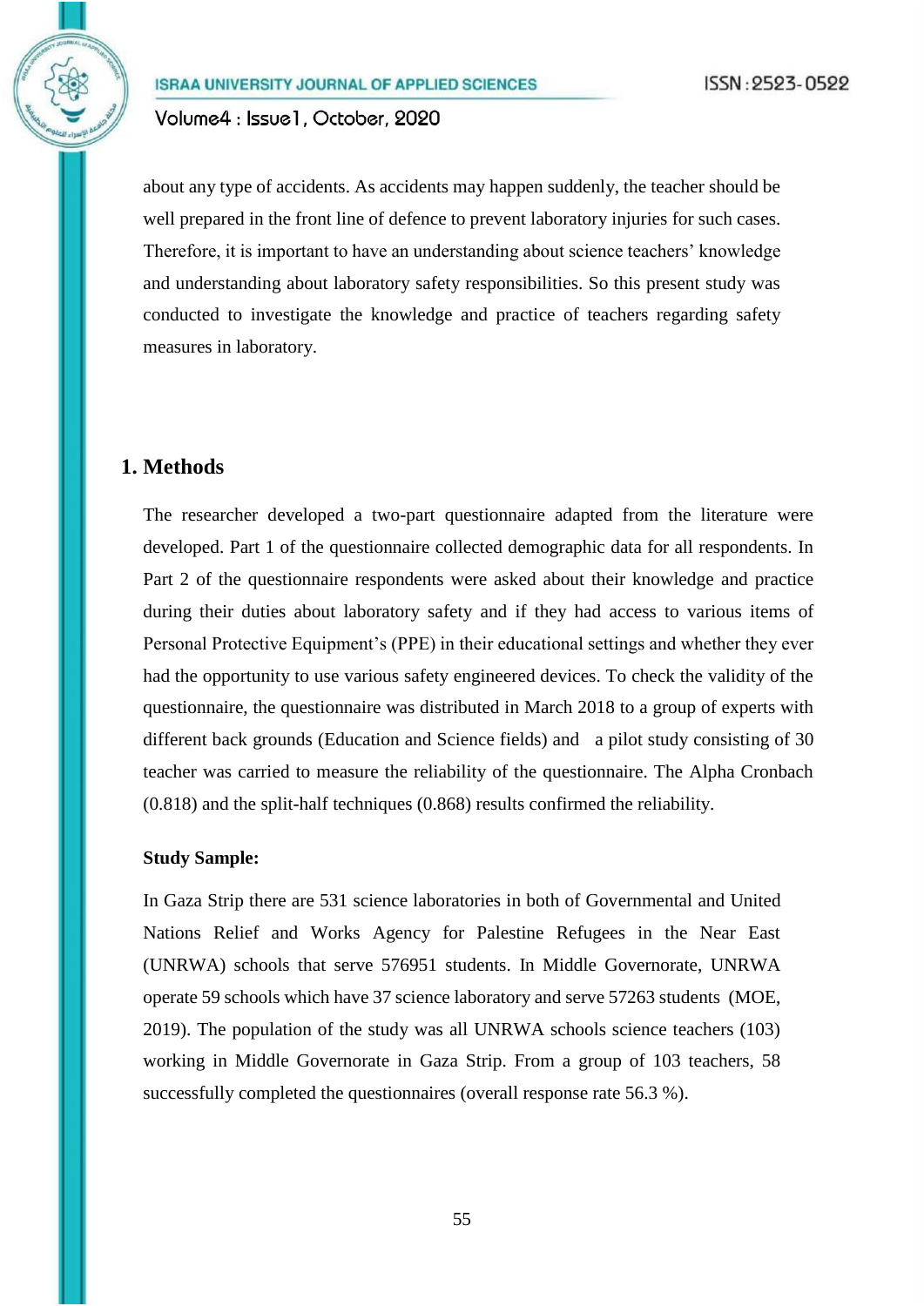about any type of accidents. As accidents may happen suddenly, the teacher should be well prepared in the front line of defence to prevent laboratory injuries for such cases. Therefore, it is important to have an understanding about science teachers' knowledge and understanding about laboratory safety responsibilities. So this present study was conducted to investigate the knowledge and practice of teachers regarding safety measures in laboratory.

## 1. Methods

The researcher developed a two-part questionnaire adapted from the literature were developed. Part 1 of the questionnaire collected demographic data for all respondents. In Part 2 of the questionnaire respondents were asked about their knowledge and practice during their duties about laboratory safety and if they had access to various items of Personal Protective Equipment's (PPE) in their educational settings and whether they ever had the opportunity to use various safety engineered devices. To check the validity of the questionnaire, the questionnaire was distributed in March 2018 to a group of experts with different back grounds (Education and Science fields) and a pilot study consisting of 30 teacher was carried to measure the reliability of the questionnaire. The Alpha Cronbach (0.818) and the split-half techniques (0.868) results confirmed the reliability.

**Study Sample:**

In Gaza Strip there are 531 science laboratories in both of Governmental and United Nations Relief and Works Agency for Palestine Refugees in the Near East (UNRWA) schools that serve 576951 students. In Middle Governorate, UNRWA operate 59 schools which have 37 science laboratory and serve 57263 students (MOE, 2019). The population of the study was all UNRWA schools science teachers (103) working in Middle Governorate in Gaza Strip. From a group of 103 teachers, 58 successfully completed the questionnaires (overall response rate 56.3 %).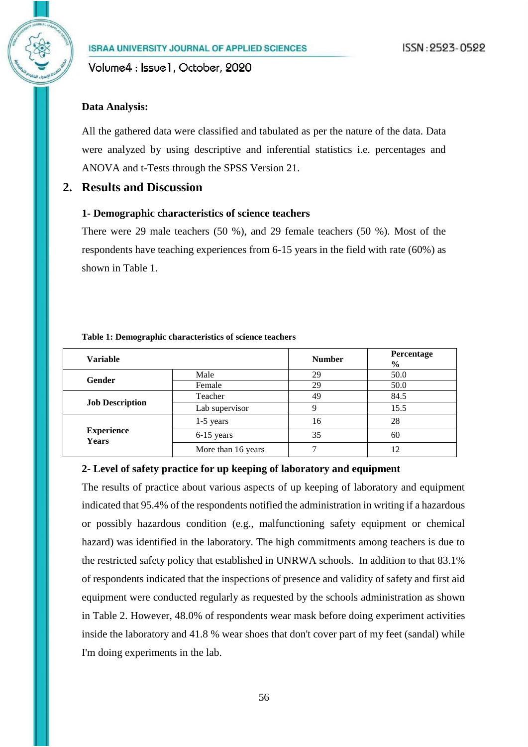**Data Analysis:**

All the gathered data were classified and tabulated as per the nature of the data. Data were analyzed by using descriptive and inferential statistics i.e. percentages and ANOVA and t-Tests through the SPSS Version 21.

## 2. Results and Discussion

### 1- Demographic characteristics of science teachers

There were 29 male teachers (50 %), and 29 female teachers (50 %). Most of the respondents have teaching experiences from 6-15 years in the field with rate (60%) as shown in Table 1.

**Table 1: Demographic characteristics of science teachers**

| Variable | | Number | Percentage % |
|---|---|---|---|
| **Gender** | Male | 29 | 50.0 |
| | Female | 29 | 50.0 |
| **Job Description** | Teacher | 49 | 84.5 |
| | Lab supervisor | 9 | 15.5 |
| **Experience Years** | 1-5 years | 16 | 28 |
| | 6-15 years | 35 | 60 |
| | More than 16 years | 7 | 12 |

### 2- Level of safety practice for up keeping of laboratory and equipment

The results of practice about various aspects of up keeping of laboratory and equipment indicated that 95.4% of the respondents notified the administration in writing if a hazardous or possibly hazardous condition (e.g., malfunctioning safety equipment or chemical hazard) was identified in the laboratory. The high commitments among teachers is due to the restricted safety policy that established in UNRWA schools. In addition to that 83.1% of respondents indicated that the inspections of presence and validity of safety and first aid equipment were conducted regularly as requested by the schools administration as shown in Table 2. However, 48.0% of respondents wear mask before doing experiment activities inside the laboratory and 41.8 % wear shoes that don't cover part of my feet (sandal) while I'm doing experiments in the lab.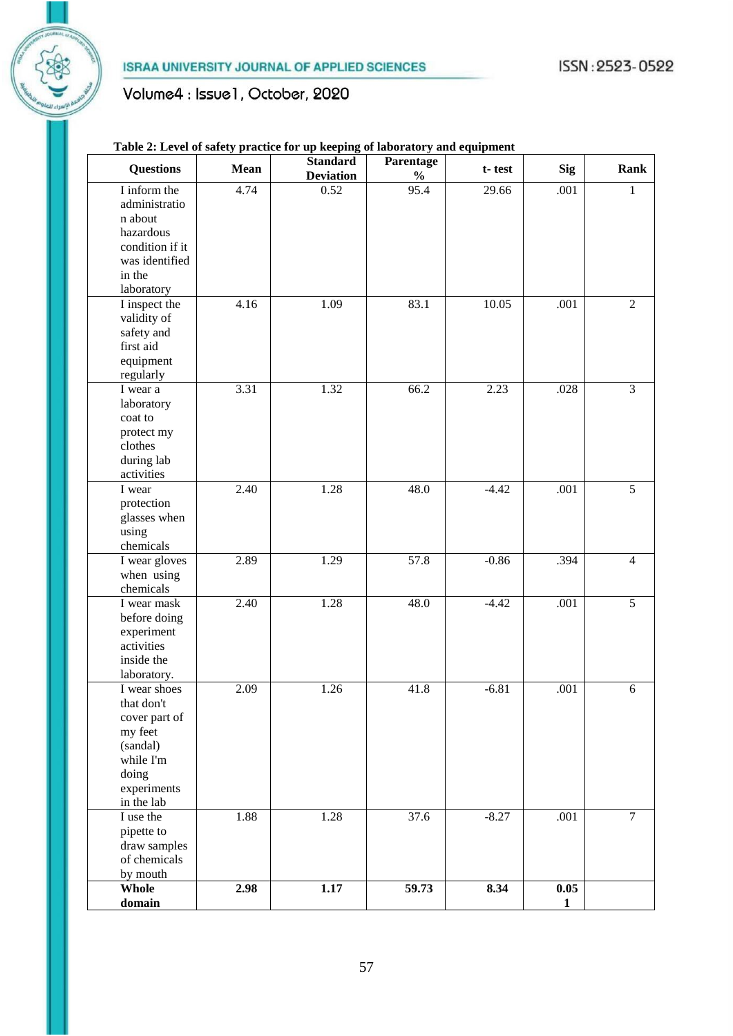**Table 2: Level of safety practice for up keeping of laboratory and equipment**

| Questions | Mean | Standard Deviation | Parentage % | t- test | Sig | Rank |
|---|---|---|---|---|---|---|
| I inform the administration about hazardous condition if it was identified in the laboratory | 4.74 | 0.52 | 95.4 | 29.66 | .001 | 1 |
| I inspect the validity of safety and first aid equipment regularly | 4.16 | 1.09 | 83.1 | 10.05 | .001 | 2 |
| I wear a laboratory coat to protect my clothes during lab activities | 3.31 | 1.32 | 66.2 | 2.23 | .028 | 3 |
| I wear protection glasses when using chemicals | 2.40 | 1.28 | 48.0 | -4.42 | .001 | 5 |
| I wear gloves when using chemicals | 2.89 | 1.29 | 57.8 | -0.86 | .394 | 4 |
| I wear mask before doing experiment activities inside the laboratory. | 2.40 | 1.28 | 48.0 | -4.42 | .001 | 5 |
| I wear shoes that don't cover part of my feet (sandal) while I'm doing experiments in the lab | 2.09 | 1.26 | 41.8 | -6.81 | .001 | 6 |
| I use the pipette to draw samples of chemicals by mouth | 1.88 | 1.28 | 37.6 | -8.27 | .001 | 7 |
| **Whole domain** | **2.98** | **1.17** | **59.73** | **8.34** | **0.051** | |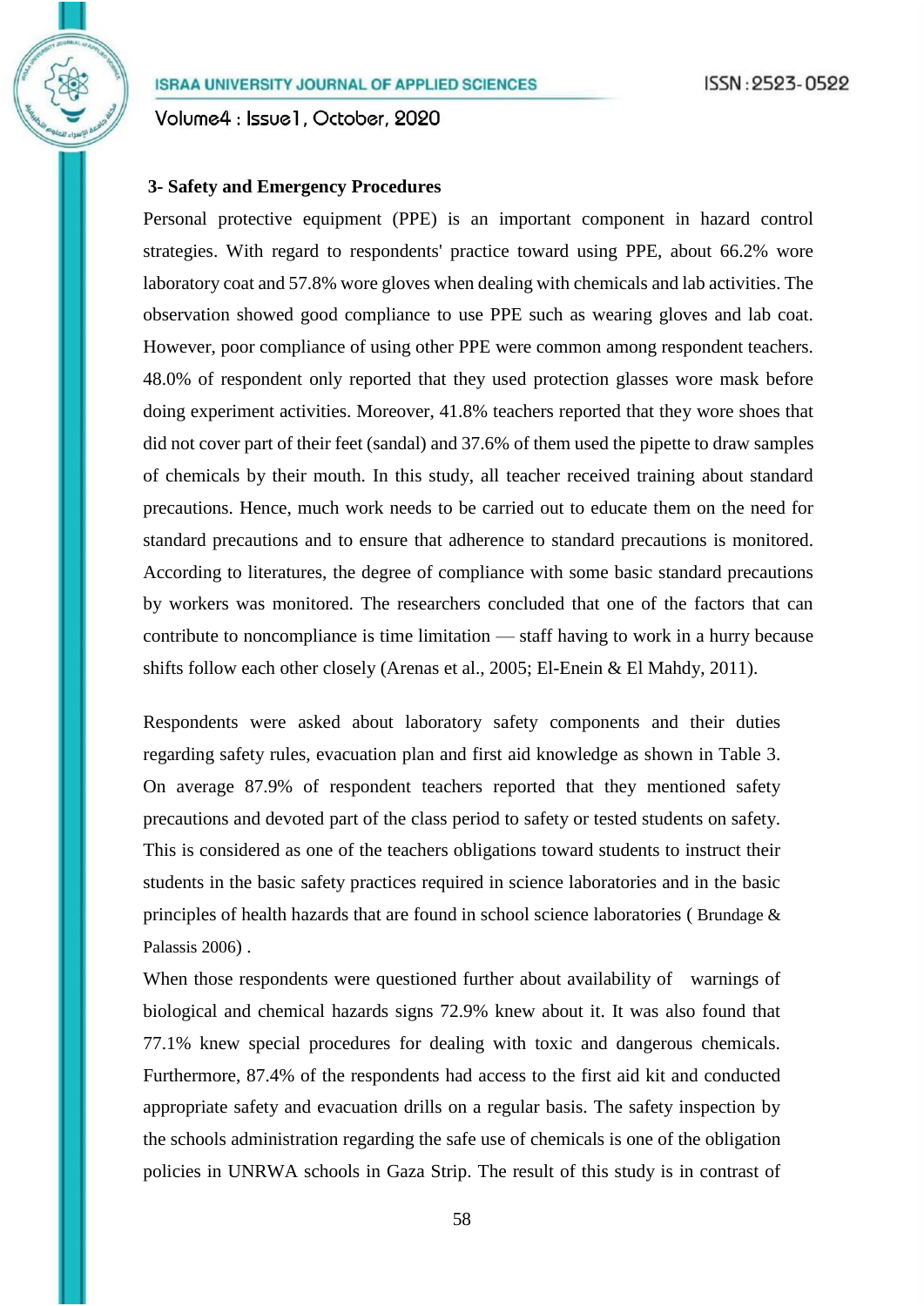### 3- Safety and Emergency Procedures

Personal protective equipment (PPE) is an important component in hazard control strategies. With regard to respondents' practice toward using PPE, about 66.2% wore laboratory coat and 57.8% wore gloves when dealing with chemicals and lab activities. The observation showed good compliance to use PPE such as wearing gloves and lab coat. However, poor compliance of using other PPE were common among respondent teachers. 48.0% of respondent only reported that they used protection glasses wore mask before doing experiment activities. Moreover, 41.8% teachers reported that they wore shoes that did not cover part of their feet (sandal) and 37.6% of them used the pipette to draw samples of chemicals by their mouth. In this study, all teacher received training about standard precautions. Hence, much work needs to be carried out to educate them on the need for standard precautions and to ensure that adherence to standard precautions is monitored. According to literatures, the degree of compliance with some basic standard precautions by workers was monitored. The researchers concluded that one of the factors that can contribute to noncompliance is time limitation — staff having to work in a hurry because shifts follow each other closely (Arenas et al., 2005; El-Enein & El Mahdy, 2011).

Respondents were asked about laboratory safety components and their duties regarding safety rules, evacuation plan and first aid knowledge as shown in Table 3. On average 87.9% of respondent teachers reported that they mentioned safety precautions and devoted part of the class period to safety or tested students on safety. This is considered as one of the teachers obligations toward students to instruct their students in the basic safety practices required in science laboratories and in the basic principles of health hazards that are found in school science laboratories ( Brundage & Palassis 2006) .

When those respondents were questioned further about availability of warnings of biological and chemical hazards signs 72.9% knew about it. It was also found that 77.1% knew special procedures for dealing with toxic and dangerous chemicals. Furthermore, 87.4% of the respondents had access to the first aid kit and conducted appropriate safety and evacuation drills on a regular basis. The safety inspection by the schools administration regarding the safe use of chemicals is one of the obligation policies in UNRWA schools in Gaza Strip. The result of this study is in contrast of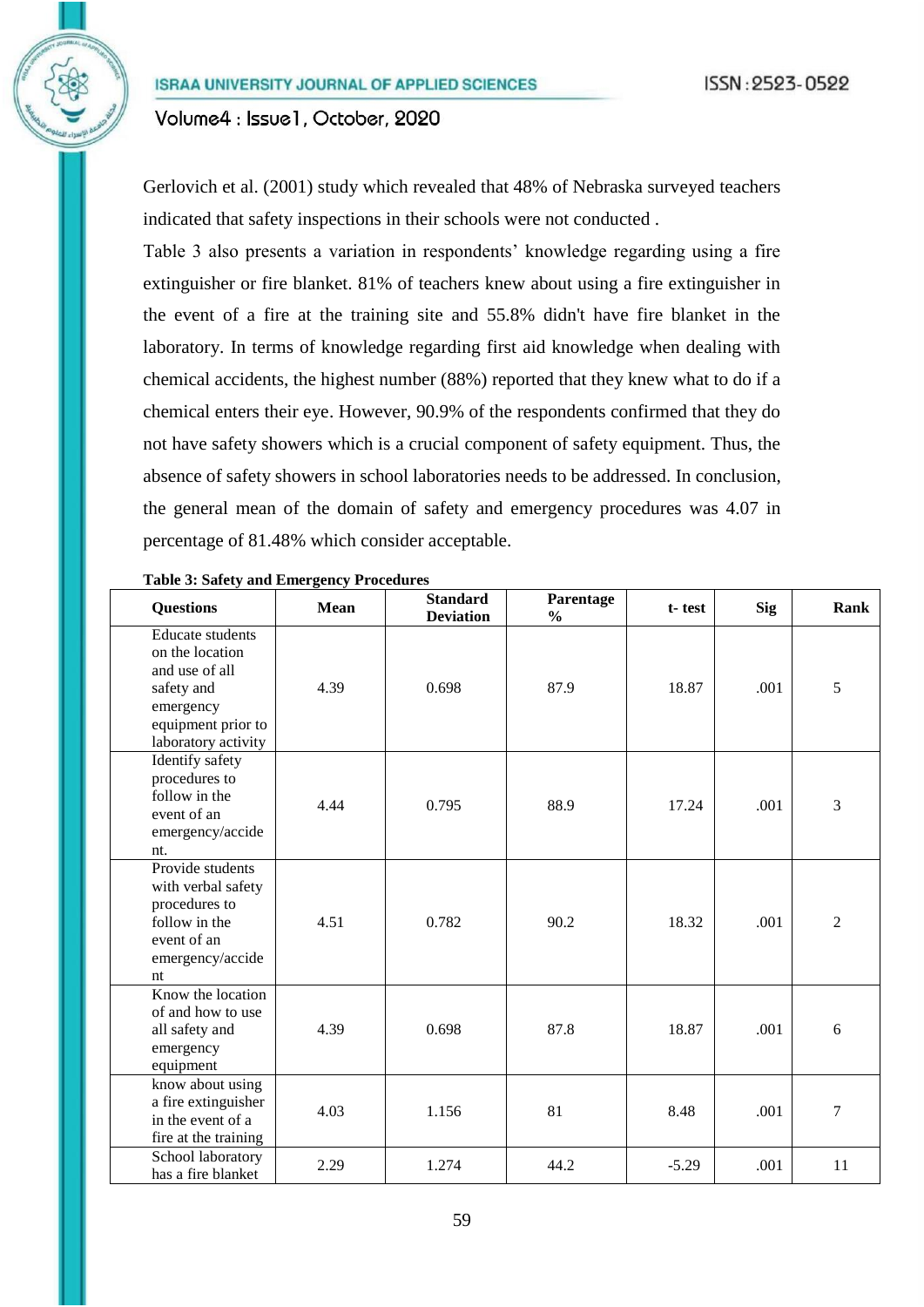Gerlovich et al. (2001) study which revealed that 48% of Nebraska surveyed teachers indicated that safety inspections in their schools were not conducted .

Table 3 also presents a variation in respondents' knowledge regarding using a fire extinguisher or fire blanket. 81% of teachers knew about using a fire extinguisher in the event of a fire at the training site and 55.8% didn't have fire blanket in the laboratory. In terms of knowledge regarding first aid knowledge when dealing with chemical accidents, the highest number (88%) reported that they knew what to do if a chemical enters their eye. However, 90.9% of the respondents confirmed that they do not have safety showers which is a crucial component of safety equipment. Thus, the absence of safety showers in school laboratories needs to be addressed. In conclusion, the general mean of the domain of safety and emergency procedures was 4.07 in percentage of 81.48% which consider acceptable.

**Table 3: Safety and Emergency Procedures**

| Questions | Mean | Standard Deviation | Parentage % | t- test | Sig | Rank |
|---|---|---|---|---|---|---|
| Educate students on the location and use of all safety and emergency equipment prior to laboratory activity | 4.39 | 0.698 | 87.9 | 18.87 | .001 | 5 |
| Identify safety procedures to follow in the event of an emergency/accident. | 4.44 | 0.795 | 88.9 | 17.24 | .001 | 3 |
| Provide students with verbal safety procedures to follow in the event of an emergency/accident | 4.51 | 0.782 | 90.2 | 18.32 | .001 | 2 |
| Know the location of and how to use all safety and emergency equipment | 4.39 | 0.698 | 87.8 | 18.87 | .001 | 6 |
| know about using a fire extinguisher in the event of a fire at the training | 4.03 | 1.156 | 81 | 8.48 | .001 | 7 |
| School laboratory has a fire blanket | 2.29 | 1.274 | 44.2 | -5.29 | .001 | 11 |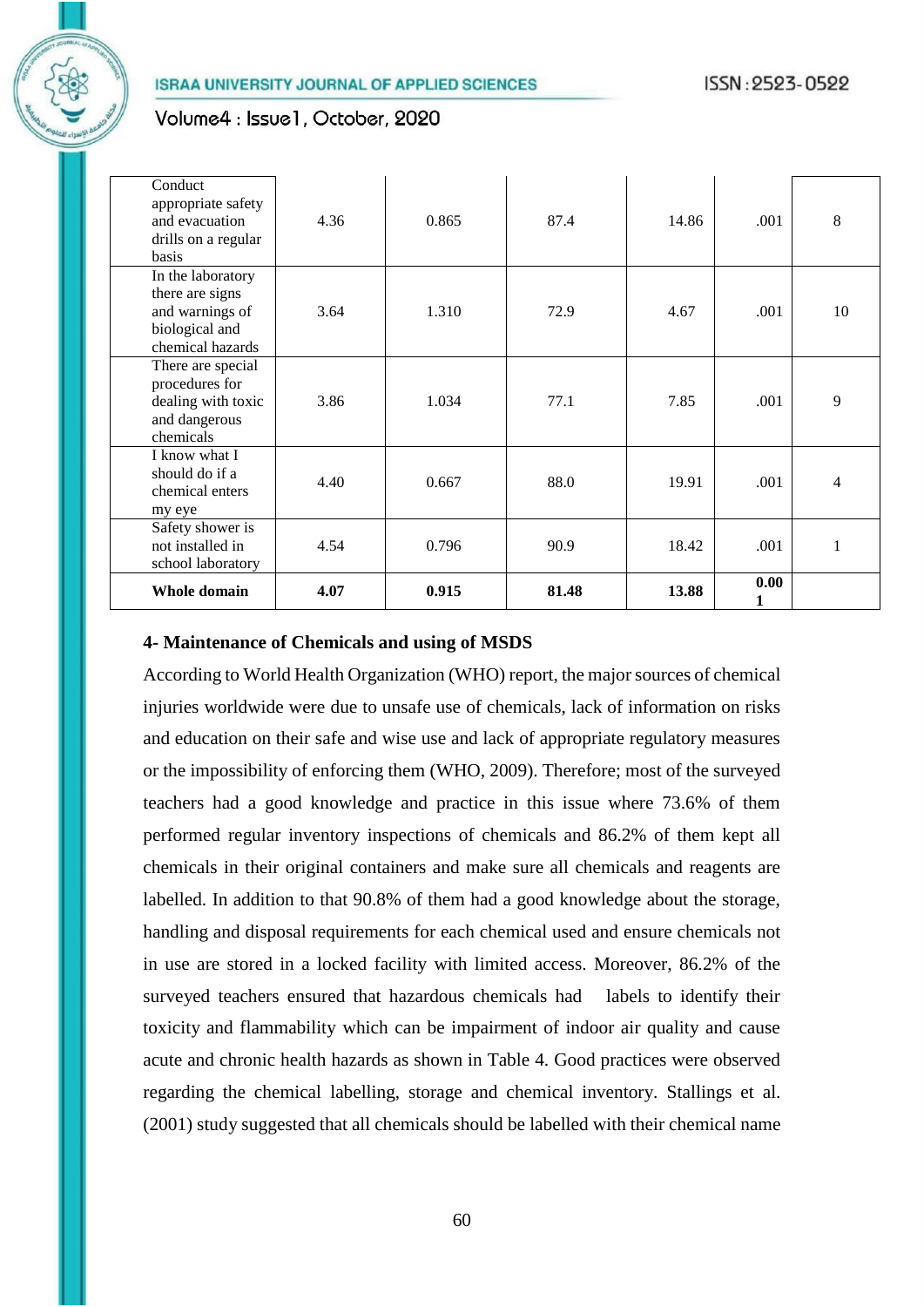| | | | | | | |
|---|---|---|---|---|---|---|
| Conduct appropriate safety and evacuation drills on a regular basis | 4.36 | 0.865 | 87.4 | 14.86 | .001 | 8 |
| In the laboratory there are signs and warnings of biological and chemical hazards | 3.64 | 1.310 | 72.9 | 4.67 | .001 | 10 |
| There are special procedures for dealing with toxic and dangerous chemicals | 3.86 | 1.034 | 77.1 | 7.85 | .001 | 9 |
| I know what I should do if a chemical enters my eye | 4.40 | 0.667 | 88.0 | 19.91 | .001 | 4 |
| Safety shower is not installed in school laboratory | 4.54 | 0.796 | 90.9 | 18.42 | .001 | 1 |
| **Whole domain** | **4.07** | **0.915** | **81.48** | **13.88** | **0.001** | |

**4- Maintenance of Chemicals and using of MSDS**

According to World Health Organization (WHO) report, the major sources of chemical injuries worldwide were due to unsafe use of chemicals, lack of information on risks and education on their safe and wise use and lack of appropriate regulatory measures or the impossibility of enforcing them (WHO, 2009). Therefore; most of the surveyed teachers had a good knowledge and practice in this issue where 73.6% of them performed regular inventory inspections of chemicals and 86.2% of them kept all chemicals in their original containers and make sure all chemicals and reagents are labelled. In addition to that 90.8% of them had a good knowledge about the storage, handling and disposal requirements for each chemical used and ensure chemicals not in use are stored in a locked facility with limited access. Moreover, 86.2% of the surveyed teachers ensured that hazardous chemicals had labels to identify their toxicity and flammability which can be impairment of indoor air quality and cause acute and chronic health hazards as shown in Table 4. Good practices were observed regarding the chemical labelling, storage and chemical inventory. Stallings et al. (2001) study suggested that all chemicals should be labelled with their chemical name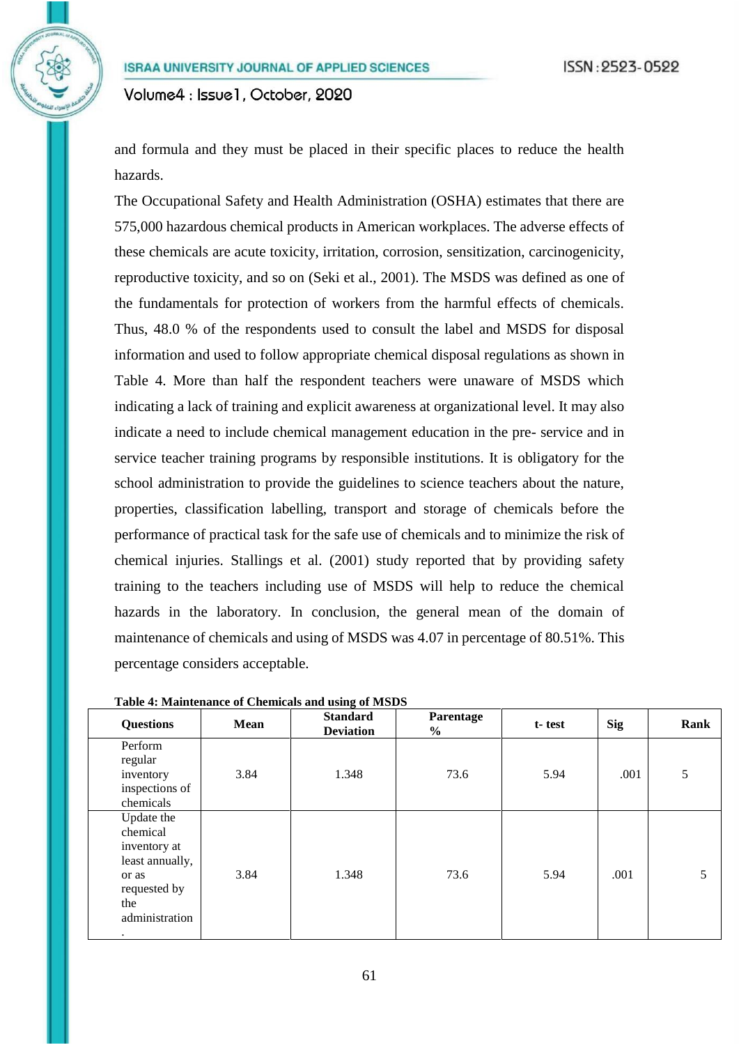and formula and they must be placed in their specific places to reduce the health hazards.

The Occupational Safety and Health Administration (OSHA) estimates that there are 575,000 hazardous chemical products in American workplaces. The adverse effects of these chemicals are acute toxicity, irritation, corrosion, sensitization, carcinogenicity, reproductive toxicity, and so on (Seki et al., 2001). The MSDS was defined as one of the fundamentals for protection of workers from the harmful effects of chemicals. Thus, 48.0 % of the respondents used to consult the label and MSDS for disposal information and used to follow appropriate chemical disposal regulations as shown in Table 4. More than half the respondent teachers were unaware of MSDS which indicating a lack of training and explicit awareness at organizational level. It may also indicate a need to include chemical management education in the pre- service and in service teacher training programs by responsible institutions. It is obligatory for the school administration to provide the guidelines to science teachers about the nature, properties, classification labelling, transport and storage of chemicals before the performance of practical task for the safe use of chemicals and to minimize the risk of chemical injuries. Stallings et al. (2001) study reported that by providing safety training to the teachers including use of MSDS will help to reduce the chemical hazards in the laboratory. In conclusion, the general mean of the domain of maintenance of chemicals and using of MSDS was 4.07 in percentage of 80.51%. This percentage considers acceptable.

**Table 4: Maintenance of Chemicals and using of MSDS**

| Questions | Mean | Standard Deviation | Parentage % | t- test | Sig | Rank |
|---|---|---|---|---|---|---|
| Perform regular inventory inspections of chemicals | 3.84 | 1.348 | 73.6 | 5.94 | .001 | 5 |
| Update the chemical inventory at least annually, or as requested by the administration. | 3.84 | 1.348 | 73.6 | 5.94 | .001 | 5 |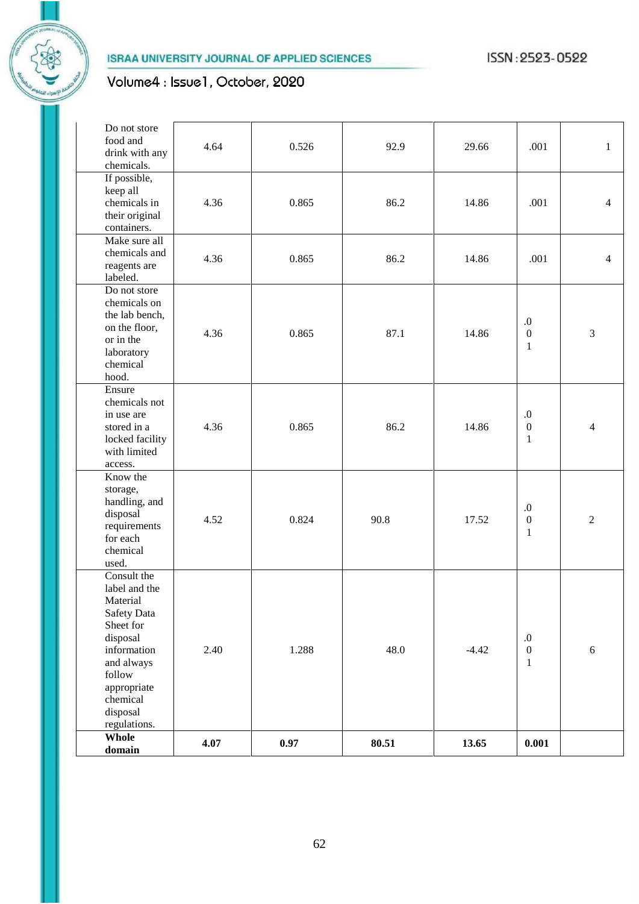| Do not store food and drink with any chemicals. | 4.64 | 0.526 | 92.9 | 29.66 | .001 | 1 |
|---|---|---|---|---|---|---|
| If possible, keep all chemicals in their original containers. | 4.36 | 0.865 | 86.2 | 14.86 | .001 | 4 |
| Make sure all chemicals and reagents are labeled. | 4.36 | 0.865 | 86.2 | 14.86 | .001 | 4 |
| Do not store chemicals on the lab bench, on the floor, or in the laboratory chemical hood. | 4.36 | 0.865 | 87.1 | 14.86 | .001 | 3 |
| Ensure chemicals not in use are stored in a locked facility with limited access. | 4.36 | 0.865 | 86.2 | 14.86 | .001 | 4 |
| Know the storage, handling, and disposal requirements for each chemical used. | 4.52 | 0.824 | 90.8 | 17.52 | .001 | 2 |
| Consult the label and the Material Safety Data Sheet for disposal information and always follow appropriate chemical disposal regulations. | 2.40 | 1.288 | 48.0 | -4.42 | .001 | 6 |
| **Whole domain** | **4.07** | **0.97** | **80.51** | **13.65** | **0.001** | |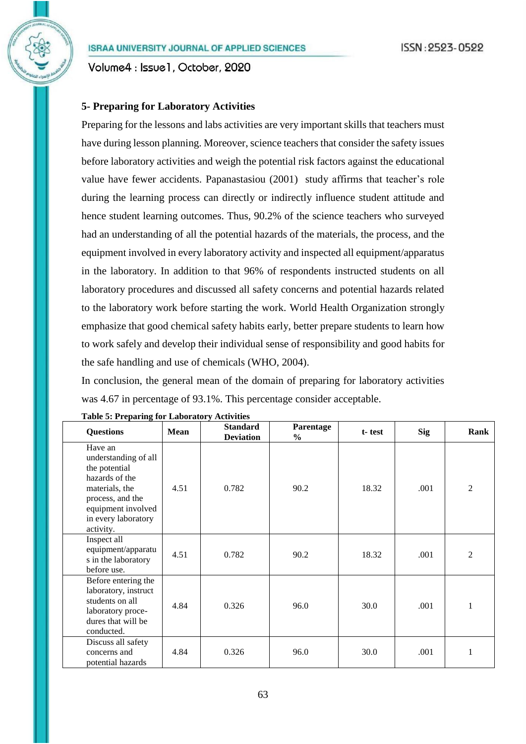### 5- Preparing for Laboratory Activities

Preparing for the lessons and labs activities are very important skills that teachers must have during lesson planning. Moreover, science teachers that consider the safety issues before laboratory activities and weigh the potential risk factors against the educational value have fewer accidents. Papanastasiou (2001) study affirms that teacher's role during the learning process can directly or indirectly influence student attitude and hence student learning outcomes. Thus, 90.2% of the science teachers who surveyed had an understanding of all the potential hazards of the materials, the process, and the equipment involved in every laboratory activity and inspected all equipment/apparatus in the laboratory. In addition to that 96% of respondents instructed students on all laboratory procedures and discussed all safety concerns and potential hazards related to the laboratory work before starting the work. World Health Organization strongly emphasize that good chemical safety habits early, better prepare students to learn how to work safely and develop their individual sense of responsibility and good habits for the safe handling and use of chemicals (WHO, 2004).

In conclusion, the general mean of the domain of preparing for laboratory activities was 4.67 in percentage of 93.1%. This percentage consider acceptable.

**Table 5: Preparing for Laboratory Activities**

| Questions | Mean | Standard Deviation | Parentage % | t- test | Sig | Rank |
|---|---|---|---|---|---|---|
| Have an understanding of all the potential hazards of the materials, the process, and the equipment involved in every laboratory activity. | 4.51 | 0.782 | 90.2 | 18.32 | .001 | 2 |
| Inspect all equipment/apparatus in the laboratory before use. | 4.51 | 0.782 | 90.2 | 18.32 | .001 | 2 |
| Before entering the laboratory, instruct students on all laboratory procedures that will be conducted. | 4.84 | 0.326 | 96.0 | 30.0 | .001 | 1 |
| Discuss all safety concerns and potential hazards | 4.84 | 0.326 | 96.0 | 30.0 | .001 | 1 |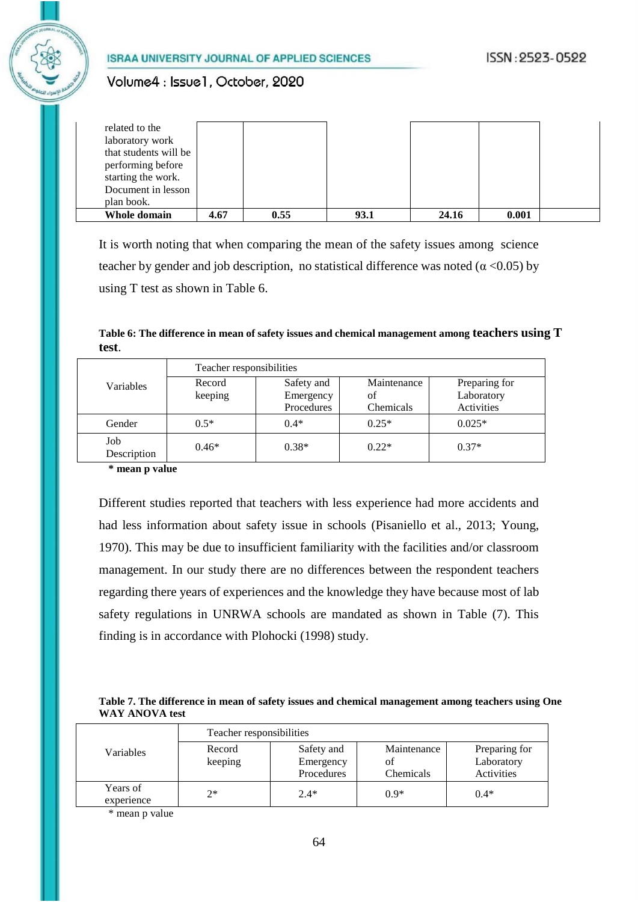| | | | | | | |
|---|---|---|---|---|---|---|
| related to the laboratory work that students will be performing before starting the work. Document in lesson plan book. | | | | | | |
| **Whole domain** | **4.67** | **0.55** | **93.1** | **24.16** | **0.001** | |

It is worth noting that when comparing the mean of the safety issues among science teacher by gender and job description, no statistical difference was noted ($\alpha < 0.05$) by using T test as shown in Table 6.

**Table 6: The difference in mean of safety issues and chemical management among teachers using T test**.

| Variables | Teacher responsibilities | | | |
|---|---|---|---|---|
| | Record keeping | Safety and Emergency Procedures | Maintenance of Chemicals | Preparing for Laboratory Activities |
| Gender | 0.5* | 0.4* | 0.25* | 0.025* |
| Job Description | 0.46* | 0.38* | 0.22* | 0.37* |

**\* mean p value**

Different studies reported that teachers with less experience had more accidents and had less information about safety issue in schools (Pisaniello et al., 2013; Young, 1970). This may be due to insufficient familiarity with the facilities and/or classroom management. In our study there are no differences between the respondent teachers regarding there years of experiences and the knowledge they have because most of lab safety regulations in UNRWA schools are mandated as shown in Table (7). This finding is in accordance with Plohocki (1998) study.

**Table 7. The difference in mean of safety issues and chemical management among teachers using One WAY ANOVA test**

| Variables | Teacher responsibilities | | | |
|---|---|---|---|---|
| | Record keeping | Safety and Emergency Procedures | Maintenance of Chemicals | Preparing for Laboratory Activities |
| Years of experience | 2* | 2.4* | 0.9* | 0.4* |

\* mean p value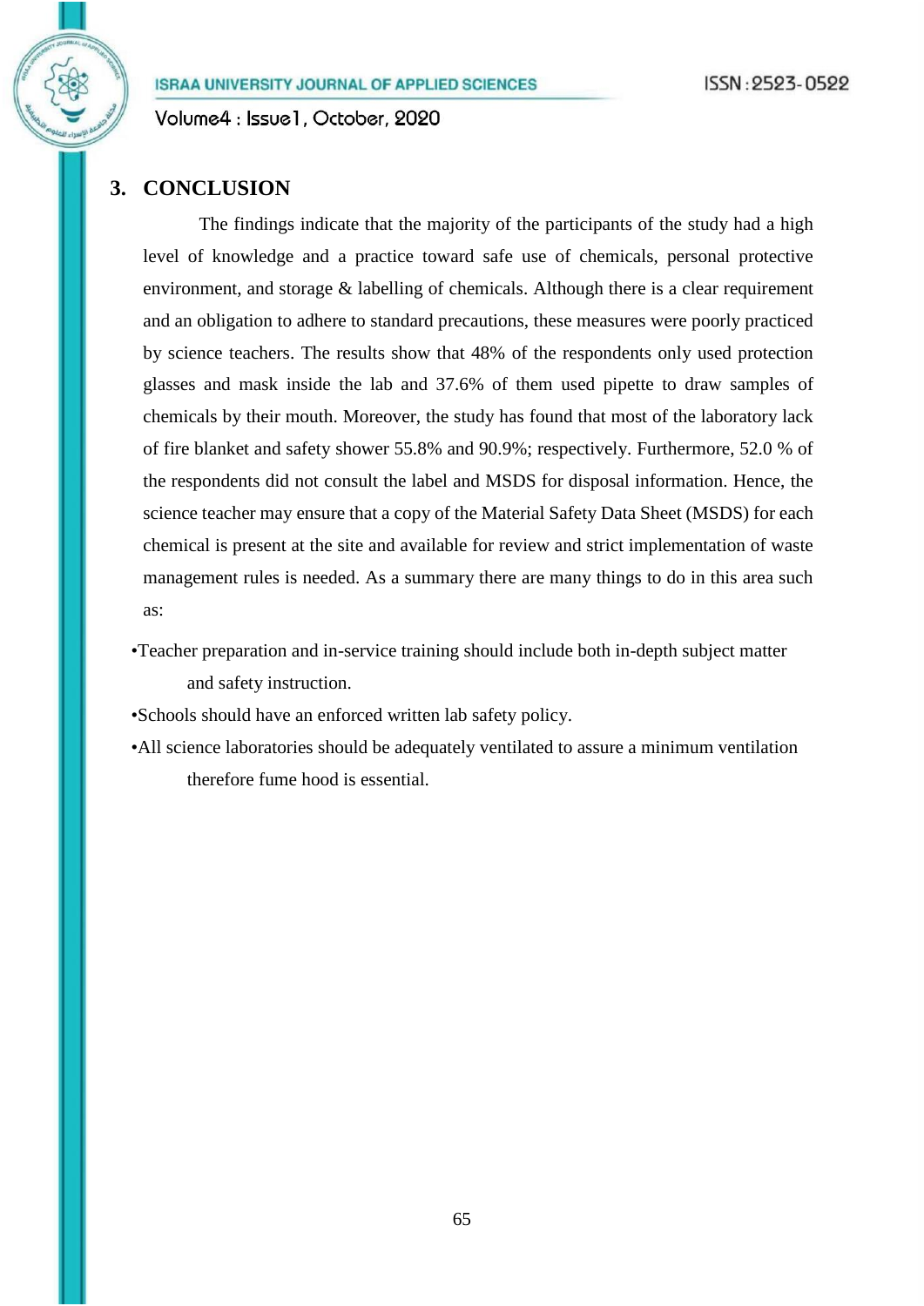## 3. CONCLUSION

The findings indicate that the majority of the participants of the study had a high level of knowledge and a practice toward safe use of chemicals, personal protective environment, and storage & labelling of chemicals. Although there is a clear requirement and an obligation to adhere to standard precautions, these measures were poorly practiced by science teachers. The results show that 48% of the respondents only used protection glasses and mask inside the lab and 37.6% of them used pipette to draw samples of chemicals by their mouth. Moreover, the study has found that most of the laboratory lack of fire blanket and safety shower 55.8% and 90.9%; respectively. Furthermore, 52.0 % of the respondents did not consult the label and MSDS for disposal information. Hence, the science teacher may ensure that a copy of the Material Safety Data Sheet (MSDS) for each chemical is present at the site and available for review and strict implementation of waste management rules is needed. As a summary there are many things to do in this area such as:

- Teacher preparation and in-service training should include both in-depth subject matter and safety instruction.
- Schools should have an enforced written lab safety policy.
- All science laboratories should be adequately ventilated to assure a minimum ventilation therefore fume hood is essential.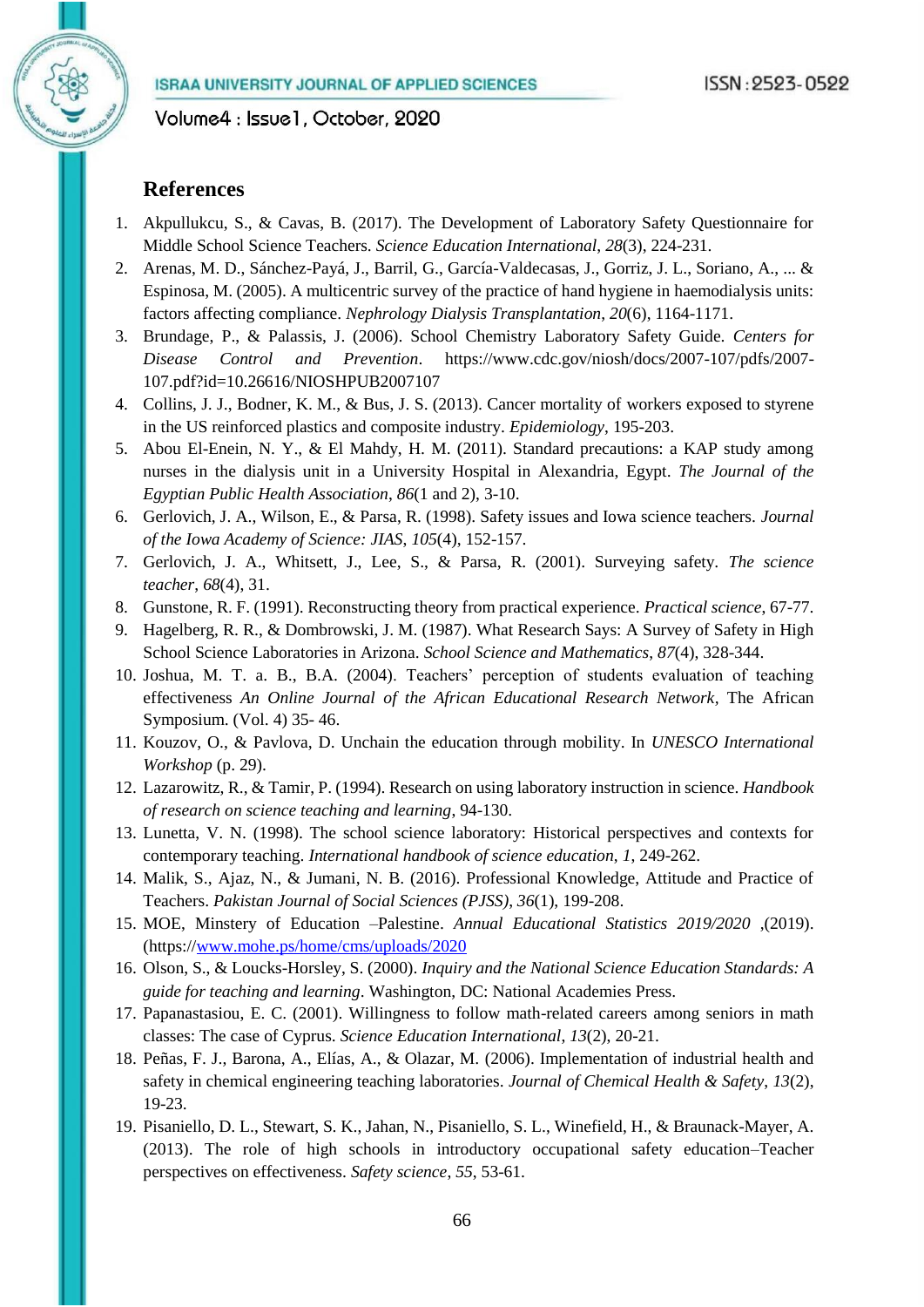## References

1. Akpullukcu, S., & Cavas, B. (2017). The Development of Laboratory Safety Questionnaire for Middle School Science Teachers. *Science Education International*, *28*(3), 224-231.
2. Arenas, M. D., Sánchez-Payá, J., Barril, G., García-Valdecasas, J., Gorriz, J. L., Soriano, A., ... & Espinosa, M. (2005). A multicentric survey of the practice of hand hygiene in haemodialysis units: factors affecting compliance. *Nephrology Dialysis Transplantation*, *20*(6), 1164-1171.
3. Brundage, P., & Palassis, J. (2006). School Chemistry Laboratory Safety Guide. *Centers for Disease Control and Prevention*. https://www.cdc.gov/niosh/docs/2007-107/pdfs/2007-107.pdf?id=10.26616/NIOSHPUB2007107
4. Collins, J. J., Bodner, K. M., & Bus, J. S. (2013). Cancer mortality of workers exposed to styrene in the US reinforced plastics and composite industry. *Epidemiology*, 195-203.
5. Abou El-Enein, N. Y., & El Mahdy, H. M. (2011). Standard precautions: a KAP study among nurses in the dialysis unit in a University Hospital in Alexandria, Egypt. *The Journal of the Egyptian Public Health Association*, *86*(1 and 2), 3-10.
6. Gerlovich, J. A., Wilson, E., & Parsa, R. (1998). Safety issues and Iowa science teachers. *Journal of the Iowa Academy of Science: JIAS*, *105*(4), 152-157.
7. Gerlovich, J. A., Whitsett, J., Lee, S., & Parsa, R. (2001). Surveying safety. *The science teacher*, *68*(4), 31.
8. Gunstone, R. F. (1991). Reconstructing theory from practical experience. *Practical science*, 67-77.
9. Hagelberg, R. R., & Dombrowski, J. M. (1987). What Research Says: A Survey of Safety in High School Science Laboratories in Arizona. *School Science and Mathematics*, *87*(4), 328-344.
10. Joshua, M. T. a. B., B.A. (2004). Teachers' perception of students evaluation of teaching effectiveness *An Online Journal of the African Educational Research Network*, The African Symposium. (Vol. 4) 35- 46.
11. Kouzov, O., & Pavlova, D. Unchain the education through mobility. In *UNESCO International Workshop* (p. 29).
12. Lazarowitz, R., & Tamir, P. (1994). Research on using laboratory instruction in science. *Handbook of research on science teaching and learning*, 94-130.
13. Lunetta, V. N. (1998). The school science laboratory: Historical perspectives and contexts for contemporary teaching. *International handbook of science education*, *1*, 249-262.
14. Malik, S., Ajaz, N., & Jumani, N. B. (2016). Professional Knowledge, Attitude and Practice of Teachers. *Pakistan Journal of Social Sciences (PJSS)*, *36*(1), 199-208.
15. MOE, Minstery of Education –Palestine. *Annual Educational Statistics 2019/2020* ,(2019). (https://www.mohe.ps/home/cms/uploads/2020
16. Olson, S., & Loucks-Horsley, S. (2000). *Inquiry and the National Science Education Standards: A guide for teaching and learning*. Washington, DC: National Academies Press.
17. Papanastasiou, E. C. (2001). Willingness to follow math-related careers among seniors in math classes: The case of Cyprus. *Science Education International*, *13*(2), 20-21.
18. Peñas, F. J., Barona, A., Elías, A., & Olazar, M. (2006). Implementation of industrial health and safety in chemical engineering teaching laboratories. *Journal of Chemical Health & Safety*, *13*(2), 19-23.
19. Pisaniello, D. L., Stewart, S. K., Jahan, N., Pisaniello, S. L., Winefield, H., & Braunack-Mayer, A. (2013). The role of high schools in introductory occupational safety education–Teacher perspectives on effectiveness. *Safety science*, *55*, 53-61.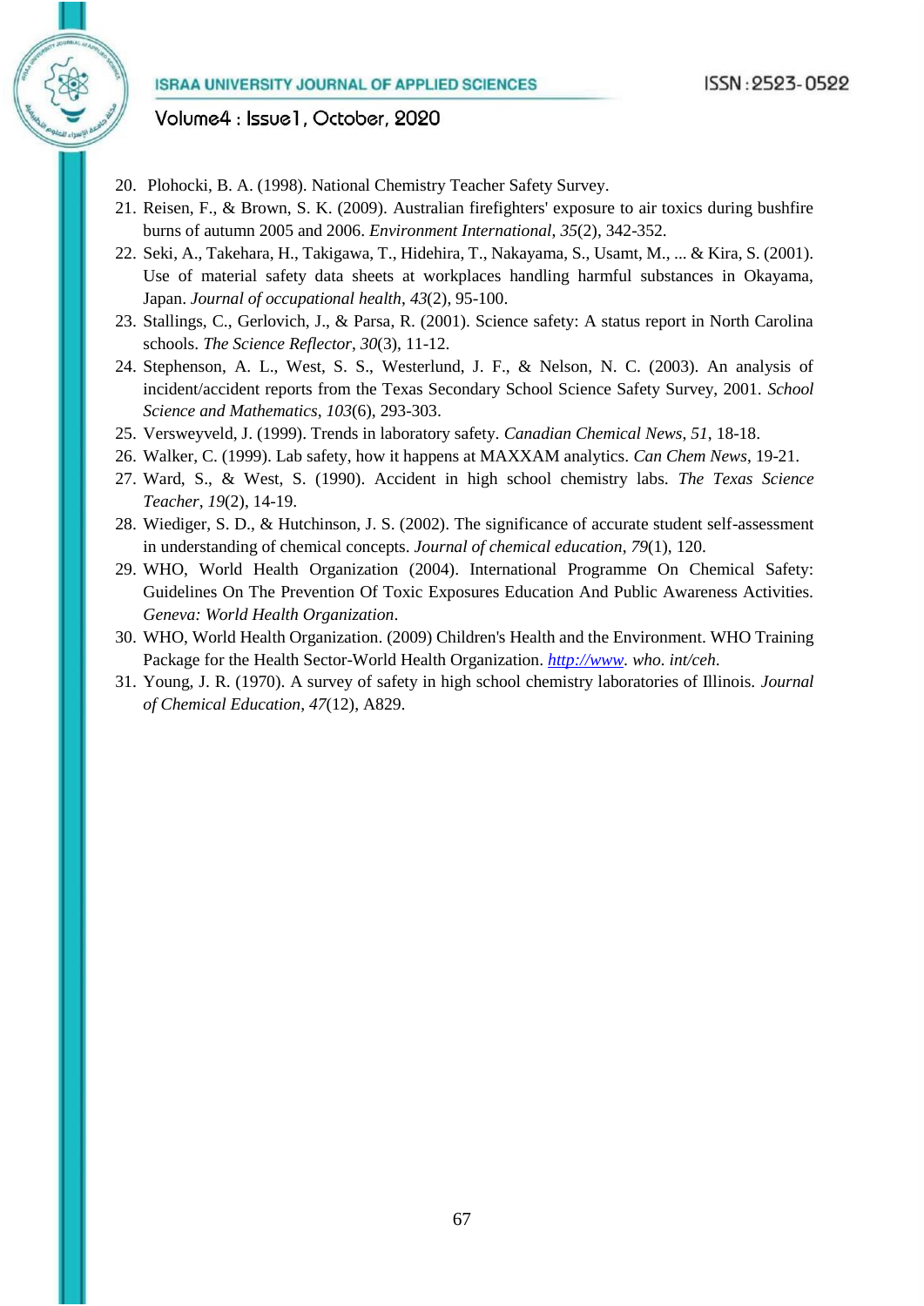20. Plohocki, B. A. (1998). National Chemistry Teacher Safety Survey.
21. Reisen, F., & Brown, S. K. (2009). Australian firefighters' exposure to air toxics during bushfire burns of autumn 2005 and 2006. *Environment International*, *35*(2), 342-352.
22. Seki, A., Takehara, H., Takigawa, T., Hidehira, T., Nakayama, S., Usamt, M., ... & Kira, S. (2001). Use of material safety data sheets at workplaces handling harmful substances in Okayama, Japan. *Journal of occupational health*, *43*(2), 95-100.
23. Stallings, C., Gerlovich, J., & Parsa, R. (2001). Science safety: A status report in North Carolina schools. *The Science Reflector*, *30*(3), 11-12.
24. Stephenson, A. L., West, S. S., Westerlund, J. F., & Nelson, N. C. (2003). An analysis of incident/accident reports from the Texas Secondary School Science Safety Survey, 2001. *School Science and Mathematics*, *103*(6), 293-303.
25. Versweyveld, J. (1999). Trends in laboratory safety. *Canadian Chemical News*, *51*, 18-18.
26. Walker, C. (1999). Lab safety, how it happens at MAXXAM analytics. *Can Chem News*, 19-21.
27. Ward, S., & West, S. (1990). Accident in high school chemistry labs. *The Texas Science Teacher*, *19*(2), 14-19.
28. Wiediger, S. D., & Hutchinson, J. S. (2002). The significance of accurate student self-assessment in understanding of chemical concepts. *Journal of chemical education*, *79*(1), 120.
29. WHO, World Health Organization (2004). International Programme On Chemical Safety: Guidelines On The Prevention Of Toxic Exposures Education And Public Awareness Activities. *Geneva: World Health Organization*.
30. WHO, World Health Organization. (2009) Children's Health and the Environment. WHO Training Package for the Health Sector-World Health Organization. *http://www. who. int/ceh*.
31. Young, J. R. (1970). A survey of safety in high school chemistry laboratories of Illinois. *Journal of Chemical Education*, *47*(12), A829.